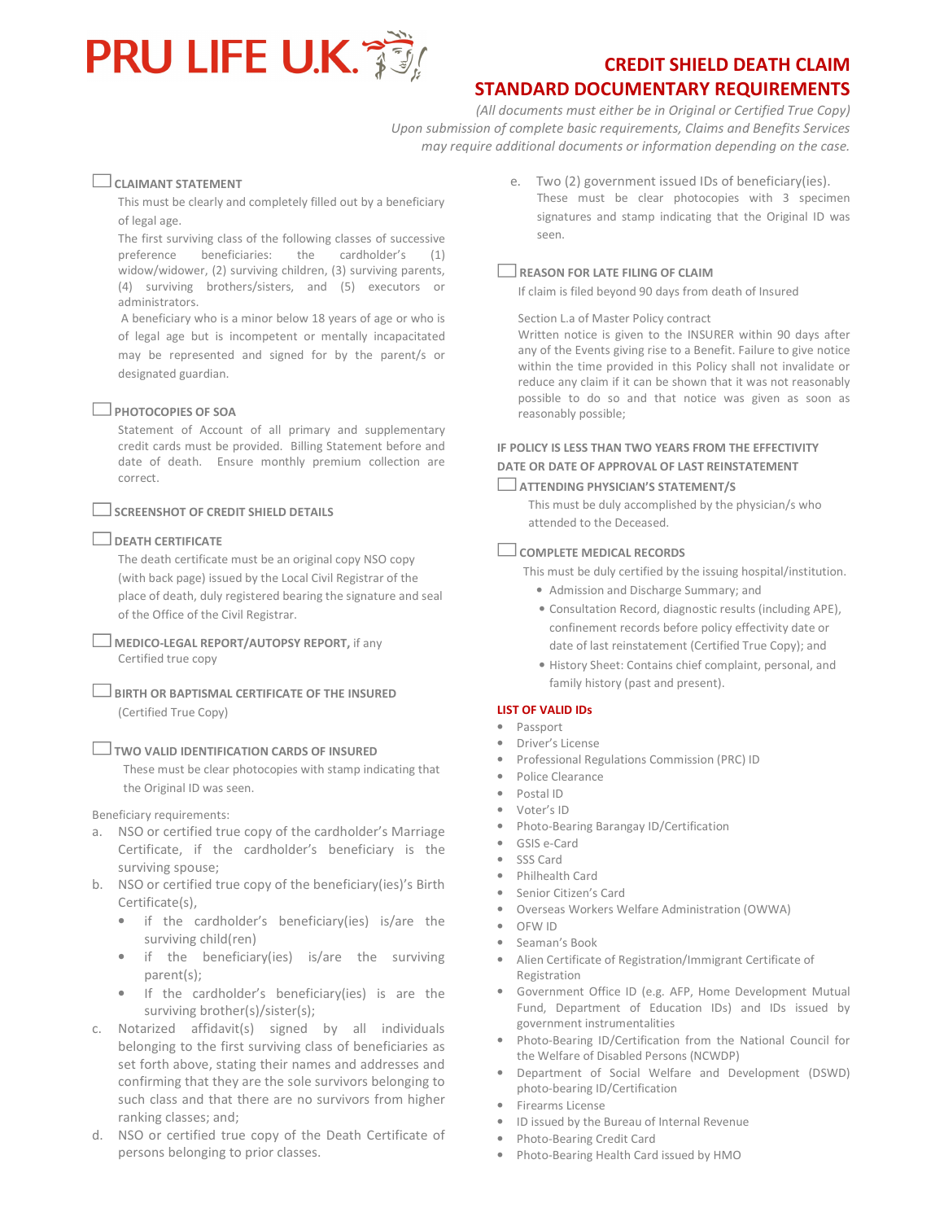# PRU LIFE U.K.

## CREDIT SHIELD DEATH CLAIM STANDARD DOCUMENTARY REQUIREMENTS

*(All documents must either be in Original or Certified True Copy)*
*Upon submission of complete basic requirements, Claims and Benefits Services may require additional documents or information depending on the case.*

☐ **CLAIMANT STATEMENT**

This must be clearly and completely filled out by a beneficiary of legal age.

The first surviving class of the following classes of successive preference beneficiaries: the cardholder's (1) widow/widower, (2) surviving children, (3) surviving parents, (4) surviving brothers/sisters, and (5) executors or administrators.

A beneficiary who is a minor below 18 years of age or who is of legal age but is incompetent or mentally incapacitated may be represented and signed for by the parent/s or designated guardian.

☐ **PHOTOCOPIES OF SOA**

Statement of Account of all primary and supplementary credit cards must be provided. Billing Statement before and date of death. Ensure monthly premium collection are correct.

☐ **SCREENSHOT OF CREDIT SHIELD DETAILS**

☐ **DEATH CERTIFICATE**

The death certificate must be an original copy NSO copy (with back page) issued by the Local Civil Registrar of the place of death, duly registered bearing the signature and seal of the Office of the Civil Registrar.

☐ **MEDICO-LEGAL REPORT/AUTOPSY REPORT,** if any
Certified true copy

☐ **BIRTH OR BAPTISMAL CERTIFICATE OF THE INSURED**
(Certified True Copy)

☐ **TWO VALID IDENTIFICATION CARDS OF INSURED**

These must be clear photocopies with stamp indicating that the Original ID was seen.

Beneficiary requirements:

a. NSO or certified true copy of the cardholder's Marriage Certificate, if the cardholder's beneficiary is the surviving spouse;
b. NSO or certified true copy of the beneficiary(ies)'s Birth Certificate(s),
   - if the cardholder's beneficiary(ies) is/are the surviving child(ren)
   - if the beneficiary(ies) is/are the surviving parent(s);
   - If the cardholder's beneficiary(ies) is are the surviving brother(s)/sister(s);
c. Notarized affidavit(s) signed by all individuals belonging to the first surviving class of beneficiaries as set forth above, stating their names and addresses and confirming that they are the sole survivors belonging to such class and that there are no survivors from higher ranking classes; and;
d. NSO or certified true copy of the Death Certificate of persons belonging to prior classes.
e. Two (2) government issued IDs of beneficiary(ies).
   These must be clear photocopies with 3 specimen signatures and stamp indicating that the Original ID was seen.

☐ **REASON FOR LATE FILING OF CLAIM**

If claim is filed beyond 90 days from death of Insured

Section L.a of Master Policy contract
Written notice is given to the INSURER within 90 days after any of the Events giving rise to a Benefit. Failure to give notice within the time provided in this Policy shall not invalidate or reduce any claim if it can be shown that it was not reasonably possible to do so and that notice was given as soon as reasonably possible;

**IF POLICY IS LESS THAN TWO YEARS FROM THE EFFECTIVITY DATE OR DATE OF APPROVAL OF LAST REINSTATEMENT**

☐ **ATTENDING PHYSICIAN'S STATEMENT/S**

This must be duly accomplished by the physician/s who attended to the Deceased.

☐ **COMPLETE MEDICAL RECORDS**

This must be duly certified by the issuing hospital/institution.

- Admission and Discharge Summary; and
- Consultation Record, diagnostic results (including APE), confinement records before policy effectivity date or date of last reinstatement (Certified True Copy); and
- History Sheet: Contains chief complaint, personal, and family history (past and present).

**LIST OF VALID IDs**

- Passport
- Driver's License
- Professional Regulations Commission (PRC) ID
- Police Clearance
- Postal ID
- Voter's ID
- Photo-Bearing Barangay ID/Certification
- GSIS e-Card
- SSS Card
- Philhealth Card
- Senior Citizen's Card
- Overseas Workers Welfare Administration (OWWA)
- OFW ID
- Seaman's Book
- Alien Certificate of Registration/Immigrant Certificate of Registration
- Government Office ID (e.g. AFP, Home Development Mutual Fund, Department of Education IDs) and IDs issued by government instrumentalities
- Photo-Bearing ID/Certification from the National Council for the Welfare of Disabled Persons (NCWDP)
- Department of Social Welfare and Development (DSWD) photo-bearing ID/Certification
- Firearms License
- ID issued by the Bureau of Internal Revenue
- Photo-Bearing Credit Card
- Photo-Bearing Health Card issued by HMO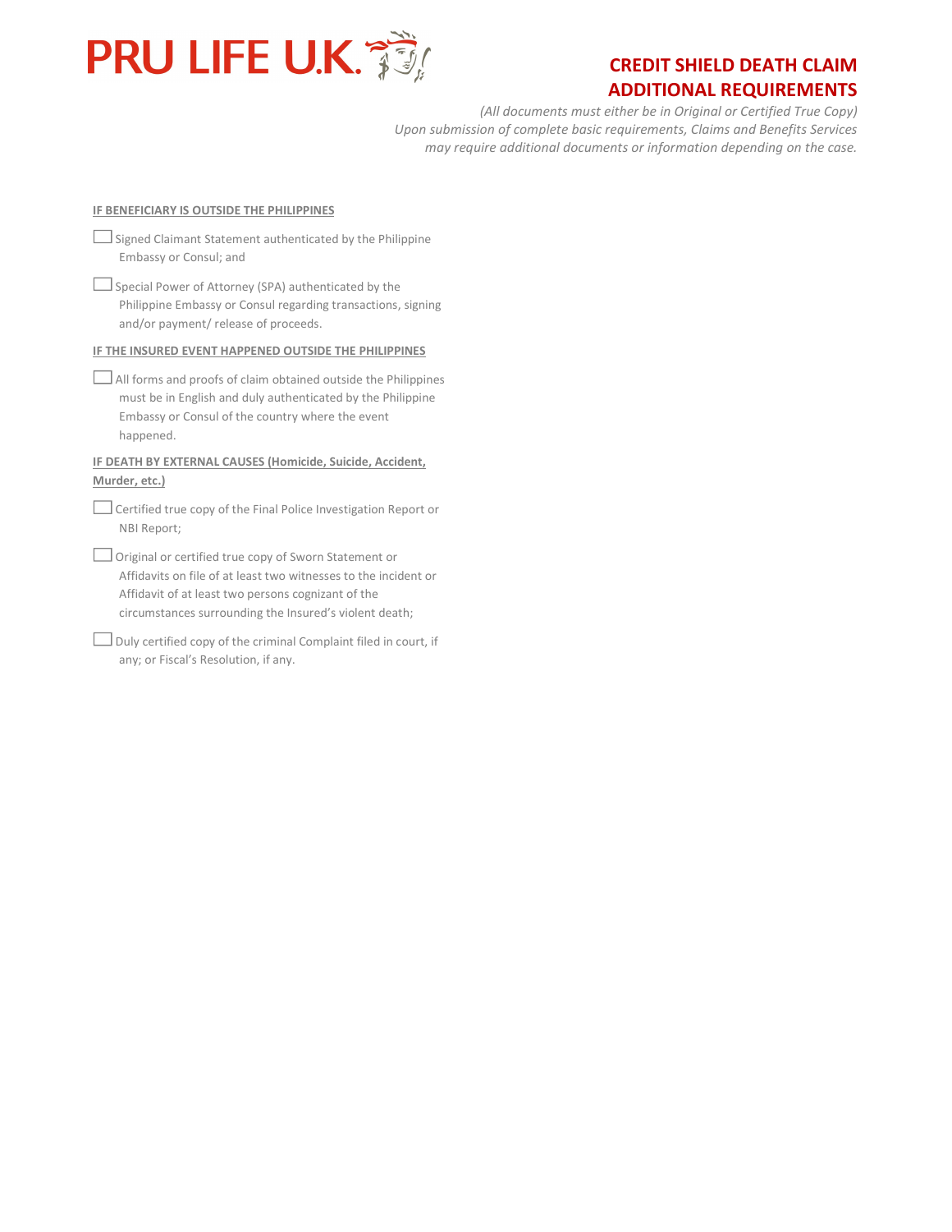PRU LIFE U.K.

# CREDIT SHIELD DEATH CLAIM ADDITIONAL REQUIREMENTS

*(All documents must either be in Original or Certified True Copy)*
*Upon submission of complete basic requirements, Claims and Benefits Services may require additional documents or information depending on the case.*

**IF BENEFICIARY IS OUTSIDE THE PHILIPPINES**

- [ ] Signed Claimant Statement authenticated by the Philippine Embassy or Consul; and
- [ ] Special Power of Attorney (SPA) authenticated by the Philippine Embassy or Consul regarding transactions, signing and/or payment/ release of proceeds.

**IF THE INSURED EVENT HAPPENED OUTSIDE THE PHILIPPINES**

- [ ] All forms and proofs of claim obtained outside the Philippines must be in English and duly authenticated by the Philippine Embassy or Consul of the country where the event happened.

**IF DEATH BY EXTERNAL CAUSES (Homicide, Suicide, Accident, Murder, etc.)**

- [ ] Certified true copy of the Final Police Investigation Report or NBI Report;
- [ ] Original or certified true copy of Sworn Statement or Affidavits on file of at least two witnesses to the incident or Affidavit of at least two persons cognizant of the circumstances surrounding the Insured's violent death;
- [ ] Duly certified copy of the criminal Complaint filed in court, if any; or Fiscal's Resolution, if any.